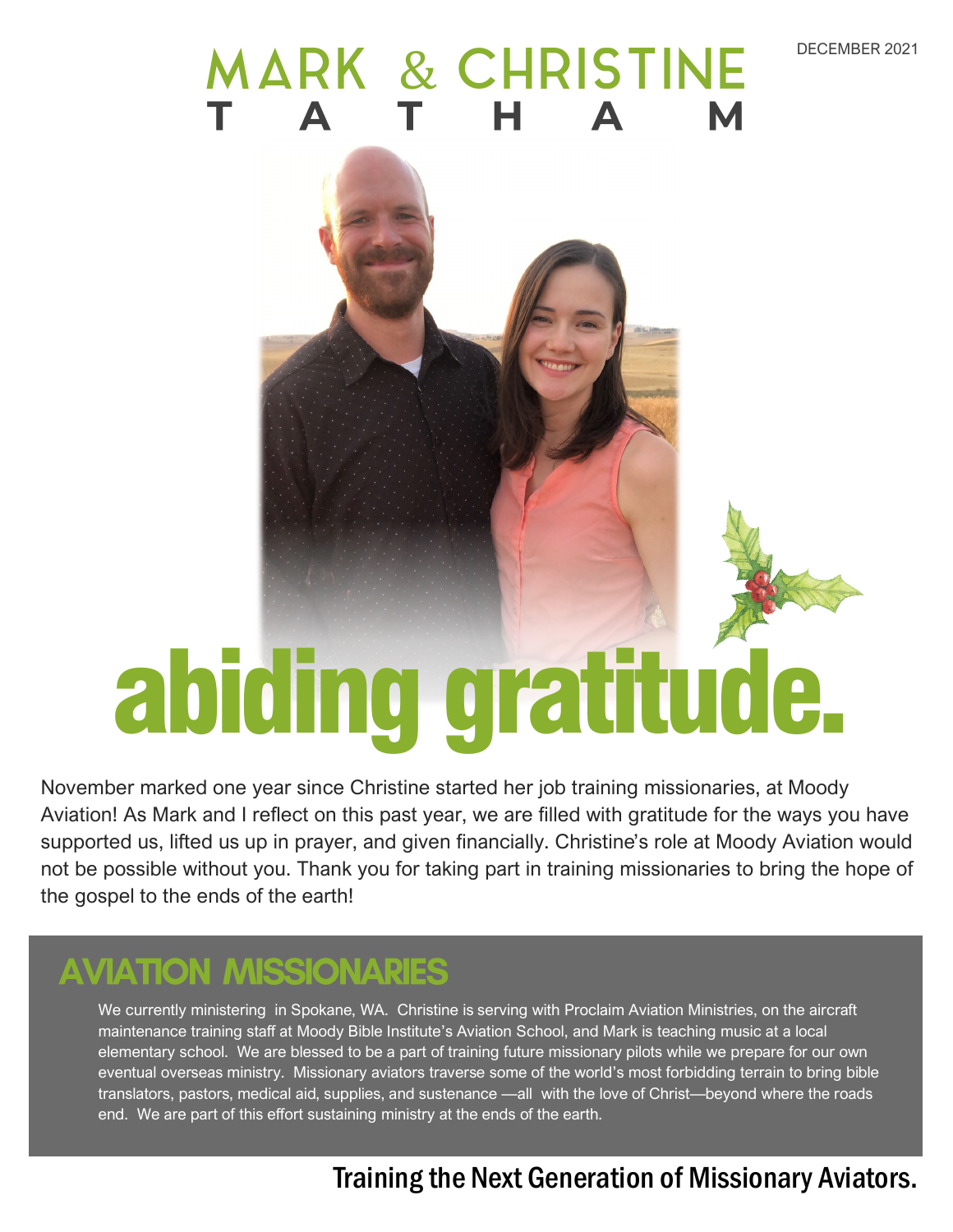DECEMBER 2021

# MARK & CHRISTINE TATHAM

# abiding gratitude.

November marked one year since Christine started her job training missionaries, at Moody Aviation! As Mark and I reflect on this past year, we are filled with gratitude for the ways you have supported us, lifted us up in prayer, and given financially. Christine's role at Moody Aviation would not be possible without you. Thank you for taking part in training missionaries to bring the hope of the gospel to the ends of the earth!

## AVIATION MISSIONARIES

We currently ministering in Spokane, WA. Christine is serving with Proclaim Aviation Ministries, on the aircraft maintenance training staff at Moody Bible Institute's Aviation School, and Mark is teaching music at a local elementary school. We are blessed to be a part of training future missionary pilots while we prepare for our own eventual overseas ministry. Missionary aviators traverse some of the world's most forbidding terrain to bring bible translators, pastors, medical aid, supplies, and sustenance —all with the love of Christ—beyond where the roads end. We are part of this effort sustaining ministry at the ends of the earth.

**Training the Next Generation of Missionary Aviators.**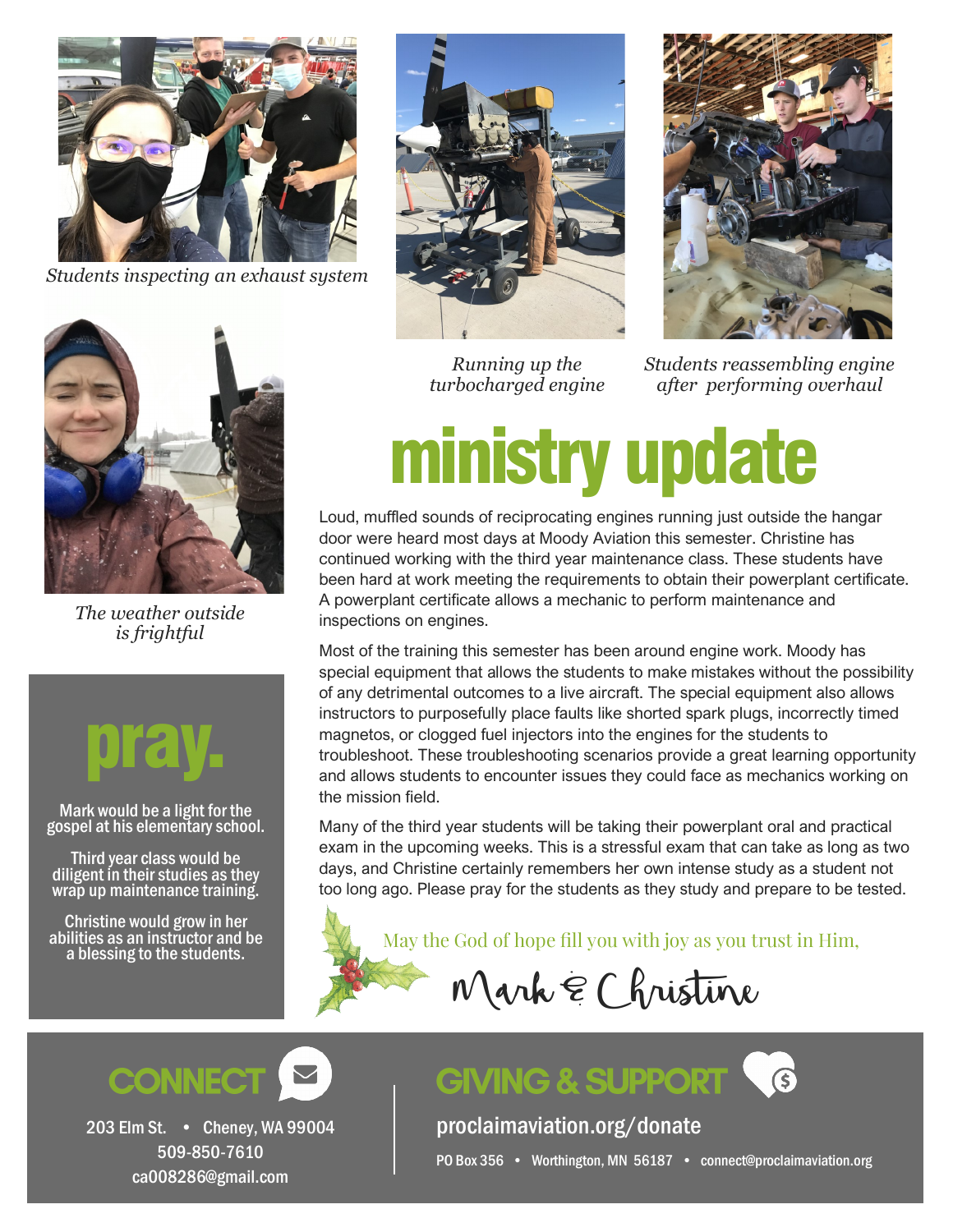*Students inspecting an exhaust system*

*Running up the turbocharged engine*

*Students reassembling engine after performing overhaul*

*The weather outside is frightful*

# ministry update

Loud, muffled sounds of reciprocating engines running just outside the hangar door were heard most days at Moody Aviation this semester. Christine has continued working with the third year maintenance class. These students have been hard at work meeting the requirements to obtain their powerplant certificate. A powerplant certificate allows a mechanic to perform maintenance and inspections on engines.

Most of the training this semester has been around engine work. Moody has special equipment that allows the students to make mistakes without the possibility of any detrimental outcomes to a live aircraft. The special equipment also allows instructors to purposefully place faults like shorted spark plugs, incorrectly timed magnetos, or clogged fuel injectors into the engines for the students to troubleshoot. These troubleshooting scenarios provide a great learning opportunity and allows students to encounter issues they could face as mechanics working on the mission field.

Many of the third year students will be taking their powerplant oral and practical exam in the upcoming weeks. This is a stressful exam that can take as long as two days, and Christine certainly remembers her own intense study as a student not too long ago. Please pray for the students as they study and prepare to be tested.

May the God of hope fill you with joy as you trust in Him,

Mark & Christine

## pray.

Mark would be a light for the gospel at his elementary school.

Third year class would be diligent in their studies as they wrap up maintenance training.

Christine would grow in her abilities as an instructor and be a blessing to the students.

## CONNECT

203 Elm St. • Cheney, WA 99004
509-850-7610
ca008286@gmail.com

## GIVING & SUPPORT

proclaimaviation.org/donate

PO Box 356 • Worthington, MN 56187 • connect@proclaimaviation.org